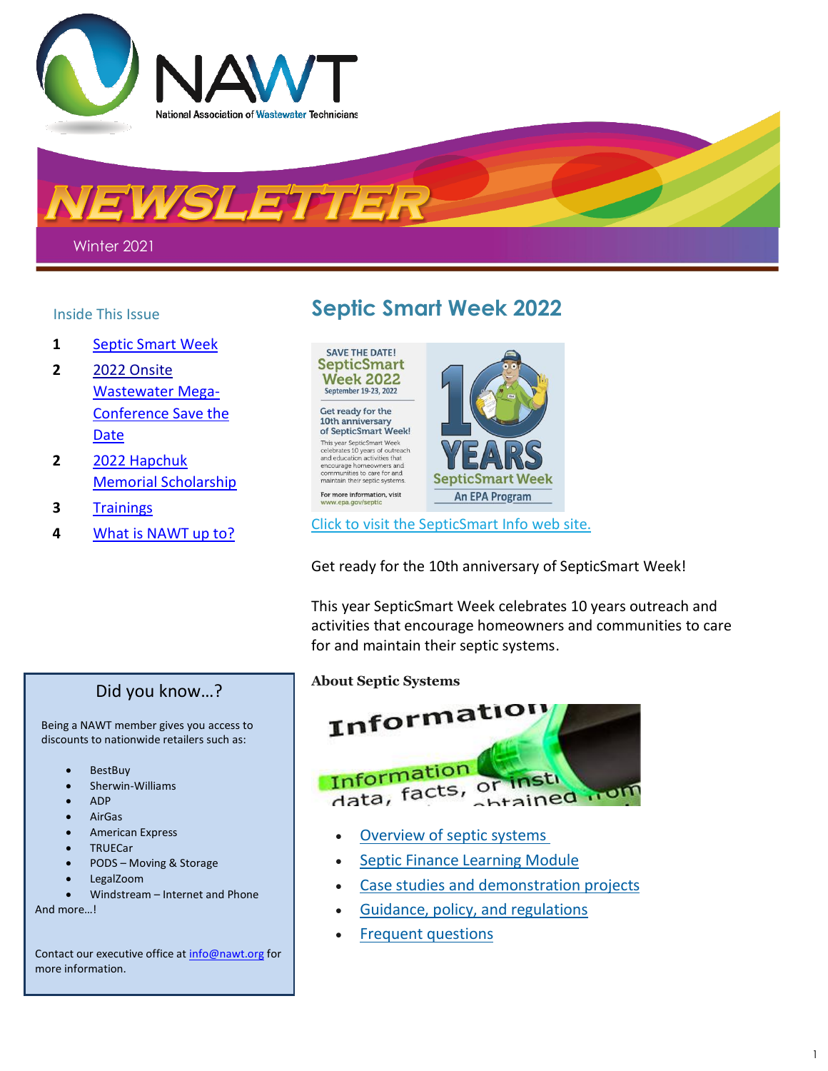# NAWT

National Association of Wastewater Technicians

# NEWSLETTER

Winter 2021

## Inside This Issue

| | |
|---|---|
| 1 | Septic Smart Week |
| 2 | 2022 Onsite Wastewater Mega-Conference Save the Date |
| 2 | 2022 Hapchuk Memorial Scholarship |
| 3 | Trainings |
| 4 | What is NAWT up to? |

## Septic Smart Week 2022

SAVE THE DATE! SepticSmart Week 2022 September 19-23, 2022

Get ready for the 10th anniversary of SepticSmart Week!

This year SepticSmart Week celebrates 10 years of outreach and education activities that encourage homeowners and communities to care for and maintain their septic systems.

For more information, visit www.epa.gov/septic

10 YEARS SepticSmart Week An EPA Program

[Click to visit the SepticSmart Info web site.]

Get ready for the 10th anniversary of SepticSmart Week!

This year SepticSmart Week celebrates 10 years outreach and activities that encourage homeowners and communities to care for and maintain their septic systems.

**About Septic Systems**

- Overview of septic systems
- Septic Finance Learning Module
- Case studies and demonstration projects
- Guidance, policy, and regulations
- Frequent questions

### Did you know…?

Being a NAWT member gives you access to discounts to nationwide retailers such as:

- BestBuy
- Sherwin-Williams
- ADP
- AirGas
- American Express
- TRUECar
- PODS – Moving & Storage
- LegalZoom
- Windstream – Internet and Phone

And more…!

Contact our executive office at info@nawt.org for more information.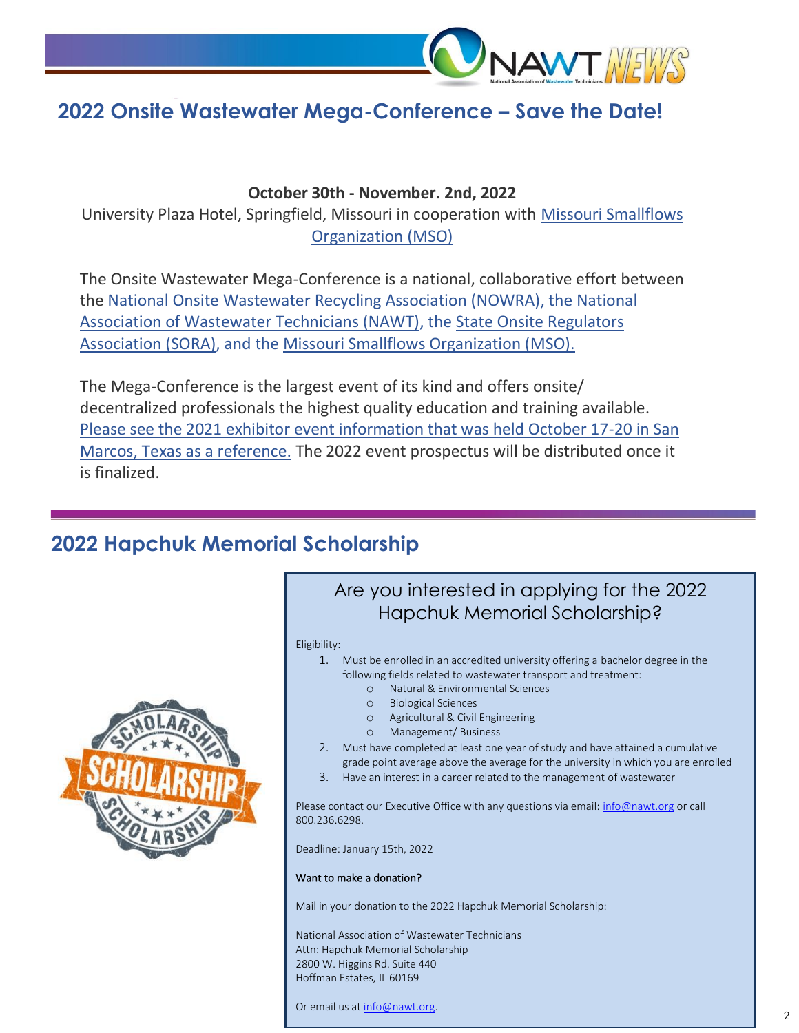## 2022 Onsite Wastewater Mega-Conference – Save the Date!

**October 30th - November. 2nd, 2022**

University Plaza Hotel, Springfield, Missouri in cooperation with Missouri Smallflows Organization (MSO)

The Onsite Wastewater Mega-Conference is a national, collaborative effort between the National Onsite Wastewater Recycling Association (NOWRA), the National Association of Wastewater Technicians (NAWT), the State Onsite Regulators Association (SORA), and the Missouri Smallflows Organization (MSO).

The Mega-Conference is the largest event of its kind and offers onsite/ decentralized professionals the highest quality education and training available. Please see the 2021 exhibitor event information that was held October 17-20 in San Marcos, Texas as a reference. The 2022 event prospectus will be distributed once it is finalized.

## 2022 Hapchuk Memorial Scholarship

### Are you interested in applying for the 2022 Hapchuk Memorial Scholarship?

Eligibility:

1. Must be enrolled in an accredited university offering a bachelor degree in the following fields related to wastewater transport and treatment:
   - Natural & Environmental Sciences
   - Biological Sciences
   - Agricultural & Civil Engineering
   - Management/ Business
2. Must have completed at least one year of study and have attained a cumulative grade point average above the average for the university in which you are enrolled
3. Have an interest in a career related to the management of wastewater

Please contact our Executive Office with any questions via email: info@nawt.org or call 800.236.6298.

Deadline: January 15th, 2022

**Want to make a donation?**

Mail in your donation to the 2022 Hapchuk Memorial Scholarship:

National Association of Wastewater Technicians
Attn: Hapchuk Memorial Scholarship
2800 W. Higgins Rd. Suite 440
Hoffman Estates, IL 60169

Or email us at info@nawt.org.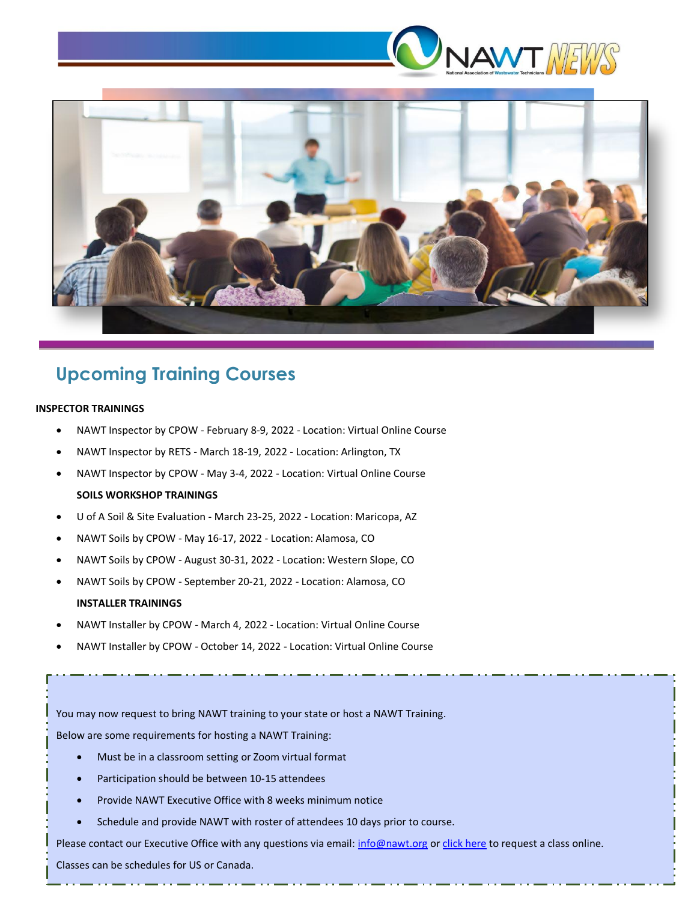## Upcoming Training Courses

**INSPECTOR TRAININGS**

- NAWT Inspector by CPOW - February 8-9, 2022 - Location: Virtual Online Course
- NAWT Inspector by RETS - March 18-19, 2022 - Location: Arlington, TX
- NAWT Inspector by CPOW - May 3-4, 2022 - Location: Virtual Online Course

**SOILS WORKSHOP TRAININGS**

- U of A Soil & Site Evaluation - March 23-25, 2022 - Location: Maricopa, AZ
- NAWT Soils by CPOW - May 16-17, 2022 - Location: Alamosa, CO
- NAWT Soils by CPOW - August 30-31, 2022 - Location: Western Slope, CO
- NAWT Soils by CPOW - September 20-21, 2022 - Location: Alamosa, CO

**INSTALLER TRAININGS**

- NAWT Installer by CPOW - March 4, 2022 - Location: Virtual Online Course
- NAWT Installer by CPOW - October 14, 2022 - Location: Virtual Online Course

You may now request to bring NAWT training to your state or host a NAWT Training.

Below are some requirements for hosting a NAWT Training:

- Must be in a classroom setting or Zoom virtual format
- Participation should be between 10-15 attendees
- Provide NAWT Executive Office with 8 weeks minimum notice
- Schedule and provide NAWT with roster of attendees 10 days prior to course.

Please contact our Executive Office with any questions via email: info@nawt.org or click here to request a class online.

Classes can be schedules for US or Canada.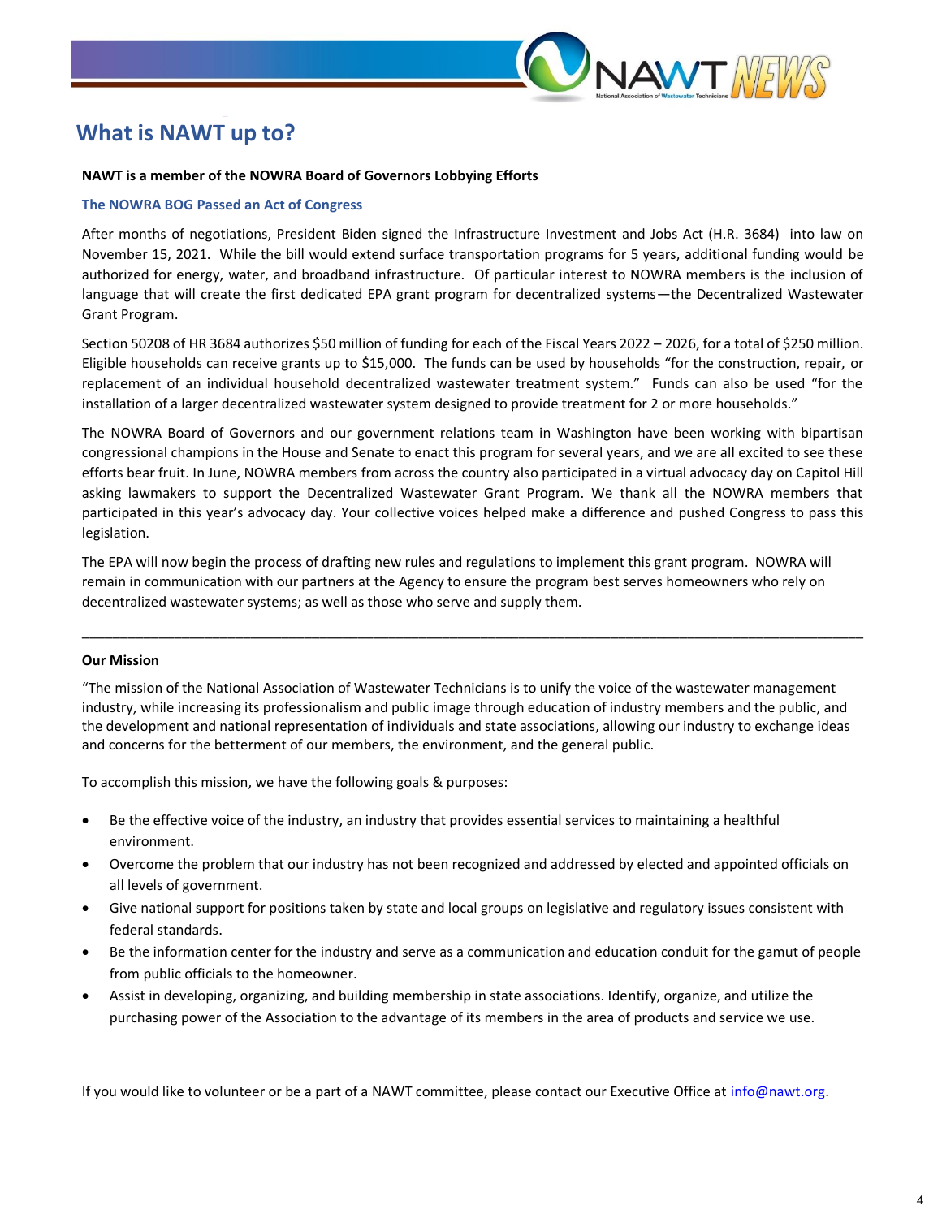## What is NAWT up to?

**NAWT is a member of the NOWRA Board of Governors Lobbying Efforts**

### The NOWRA BOG Passed an Act of Congress

After months of negotiations, President Biden signed the Infrastructure Investment and Jobs Act (H.R. 3684) into law on November 15, 2021. While the bill would extend surface transportation programs for 5 years, additional funding would be authorized for energy, water, and broadband infrastructure. Of particular interest to NOWRA members is the inclusion of language that will create the first dedicated EPA grant program for decentralized systems—the Decentralized Wastewater Grant Program.

Section 50208 of HR 3684 authorizes $50 million of funding for each of the Fiscal Years 2022 – 2026, for a total of $250 million. Eligible households can receive grants up to $15,000. The funds can be used by households "for the construction, repair, or replacement of an individual household decentralized wastewater treatment system." Funds can also be used "for the installation of a larger decentralized wastewater system designed to provide treatment for 2 or more households."

The NOWRA Board of Governors and our government relations team in Washington have been working with bipartisan congressional champions in the House and Senate to enact this program for several years, and we are all excited to see these efforts bear fruit. In June, NOWRA members from across the country also participated in a virtual advocacy day on Capitol Hill asking lawmakers to support the Decentralized Wastewater Grant Program. We thank all the NOWRA members that participated in this year's advocacy day. Your collective voices helped make a difference and pushed Congress to pass this legislation.

The EPA will now begin the process of drafting new rules and regulations to implement this grant program. NOWRA will remain in communication with our partners at the Agency to ensure the program best serves homeowners who rely on decentralized wastewater systems; as well as those who serve and supply them.

---

**Our Mission**

"The mission of the National Association of Wastewater Technicians is to unify the voice of the wastewater management industry, while increasing its professionalism and public image through education of industry members and the public, and the development and national representation of individuals and state associations, allowing our industry to exchange ideas and concerns for the betterment of our members, the environment, and the general public.

To accomplish this mission, we have the following goals & purposes:

- Be the effective voice of the industry, an industry that provides essential services to maintaining a healthful environment.
- Overcome the problem that our industry has not been recognized and addressed by elected and appointed officials on all levels of government.
- Give national support for positions taken by state and local groups on legislative and regulatory issues consistent with federal standards.
- Be the information center for the industry and serve as a communication and education conduit for the gamut of people from public officials to the homeowner.
- Assist in developing, organizing, and building membership in state associations. Identify, organize, and utilize the purchasing power of the Association to the advantage of its members in the area of products and service we use.

If you would like to volunteer or be a part of a NAWT committee, please contact our Executive Office at info@nawt.org.